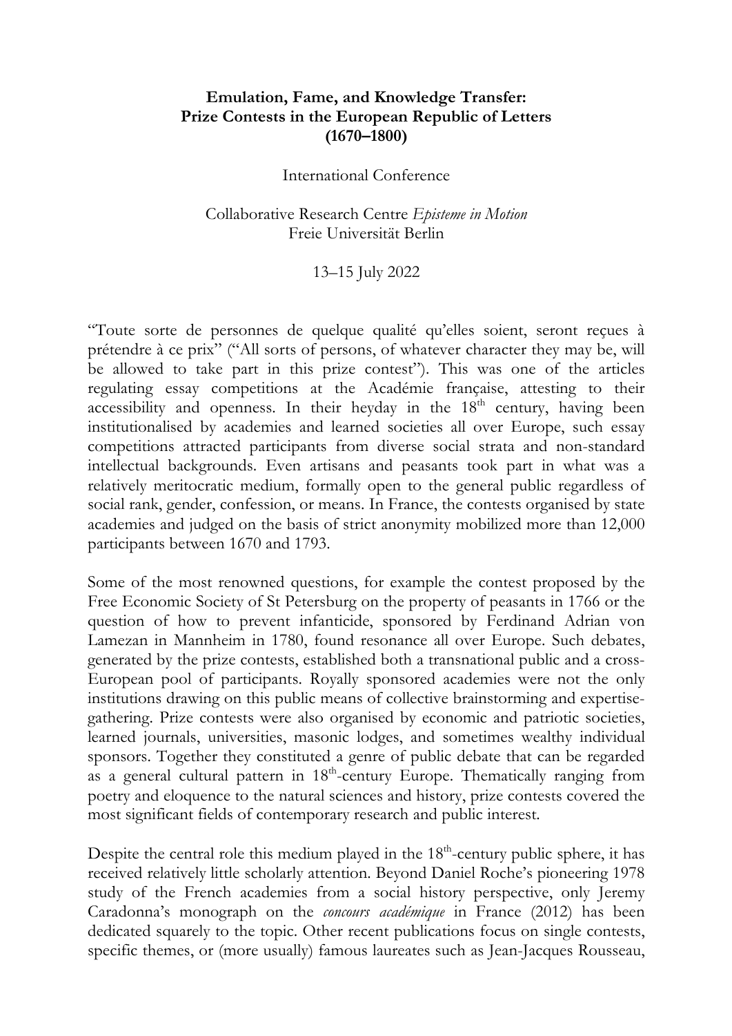**Emulation, Fame, and Knowledge Transfer:**
**Prize Contests in the European Republic of Letters**
**(1670–1800)**

International Conference

Collaborative Research Centre *Episteme in Motion*
Freie Universität Berlin

13–15 July 2022

"Toute sorte de personnes de quelque qualité qu'elles soient, seront reçues à prétendre à ce prix" ("All sorts of persons, of whatever character they may be, will be allowed to take part in this prize contest"). This was one of the articles regulating essay competitions at the Académie française, attesting to their accessibility and openness. In their heyday in the 18th century, having been institutionalised by academies and learned societies all over Europe, such essay competitions attracted participants from diverse social strata and non-standard intellectual backgrounds. Even artisans and peasants took part in what was a relatively meritocratic medium, formally open to the general public regardless of social rank, gender, confession, or means. In France, the contests organised by state academies and judged on the basis of strict anonymity mobilized more than 12,000 participants between 1670 and 1793.

Some of the most renowned questions, for example the contest proposed by the Free Economic Society of St Petersburg on the property of peasants in 1766 or the question of how to prevent infanticide, sponsored by Ferdinand Adrian von Lamezan in Mannheim in 1780, found resonance all over Europe. Such debates, generated by the prize contests, established both a transnational public and a cross-European pool of participants. Royally sponsored academies were not the only institutions drawing on this public means of collective brainstorming and expertise-gathering. Prize contests were also organised by economic and patriotic societies, learned journals, universities, masonic lodges, and sometimes wealthy individual sponsors. Together they constituted a genre of public debate that can be regarded as a general cultural pattern in 18th-century Europe. Thematically ranging from poetry and eloquence to the natural sciences and history, prize contests covered the most significant fields of contemporary research and public interest.

Despite the central role this medium played in the 18th-century public sphere, it has received relatively little scholarly attention. Beyond Daniel Roche's pioneering 1978 study of the French academies from a social history perspective, only Jeremy Caradonna's monograph on the *concours académique* in France (2012) has been dedicated squarely to the topic. Other recent publications focus on single contests, specific themes, or (more usually) famous laureates such as Jean-Jacques Rousseau,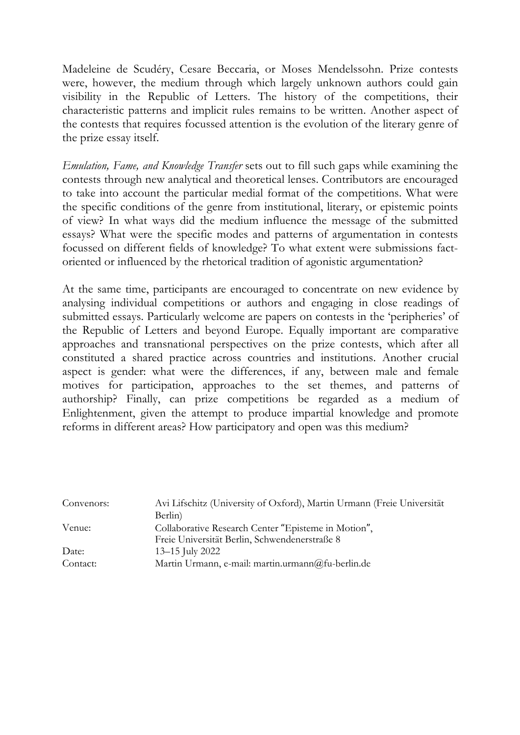Madeleine de Scudéry, Cesare Beccaria, or Moses Mendelssohn. Prize contests were, however, the medium through which largely unknown authors could gain visibility in the Republic of Letters. The history of the competitions, their characteristic patterns and implicit rules remains to be written. Another aspect of the contests that requires focussed attention is the evolution of the literary genre of the prize essay itself.

*Emulation, Fame, and Knowledge Transfer* sets out to fill such gaps while examining the contests through new analytical and theoretical lenses. Contributors are encouraged to take into account the particular medial format of the competitions. What were the specific conditions of the genre from institutional, literary, or epistemic points of view? In what ways did the medium influence the message of the submitted essays? What were the specific modes and patterns of argumentation in contests focussed on different fields of knowledge? To what extent were submissions fact-oriented or influenced by the rhetorical tradition of agonistic argumentation?

At the same time, participants are encouraged to concentrate on new evidence by analysing individual competitions or authors and engaging in close readings of submitted essays. Particularly welcome are papers on contests in the 'peripheries' of the Republic of Letters and beyond Europe. Equally important are comparative approaches and transnational perspectives on the prize contests, which after all constituted a shared practice across countries and institutions. Another crucial aspect is gender: what were the differences, if any, between male and female motives for participation, approaches to the set themes, and patterns of authorship? Finally, can prize competitions be regarded as a medium of Enlightenment, given the attempt to produce impartial knowledge and promote reforms in different areas? How participatory and open was this medium?

| | |
|---|---|
| Convenors: | Avi Lifschitz (University of Oxford), Martin Urmann (Freie Universität Berlin) |
| Venue: | Collaborative Research Center "Episteme in Motion", Freie Universität Berlin, Schwendenerstraße 8 |
| Date: | 13–15 July 2022 |
| Contact: | Martin Urmann, e-mail: martin.urmann@fu-berlin.de |